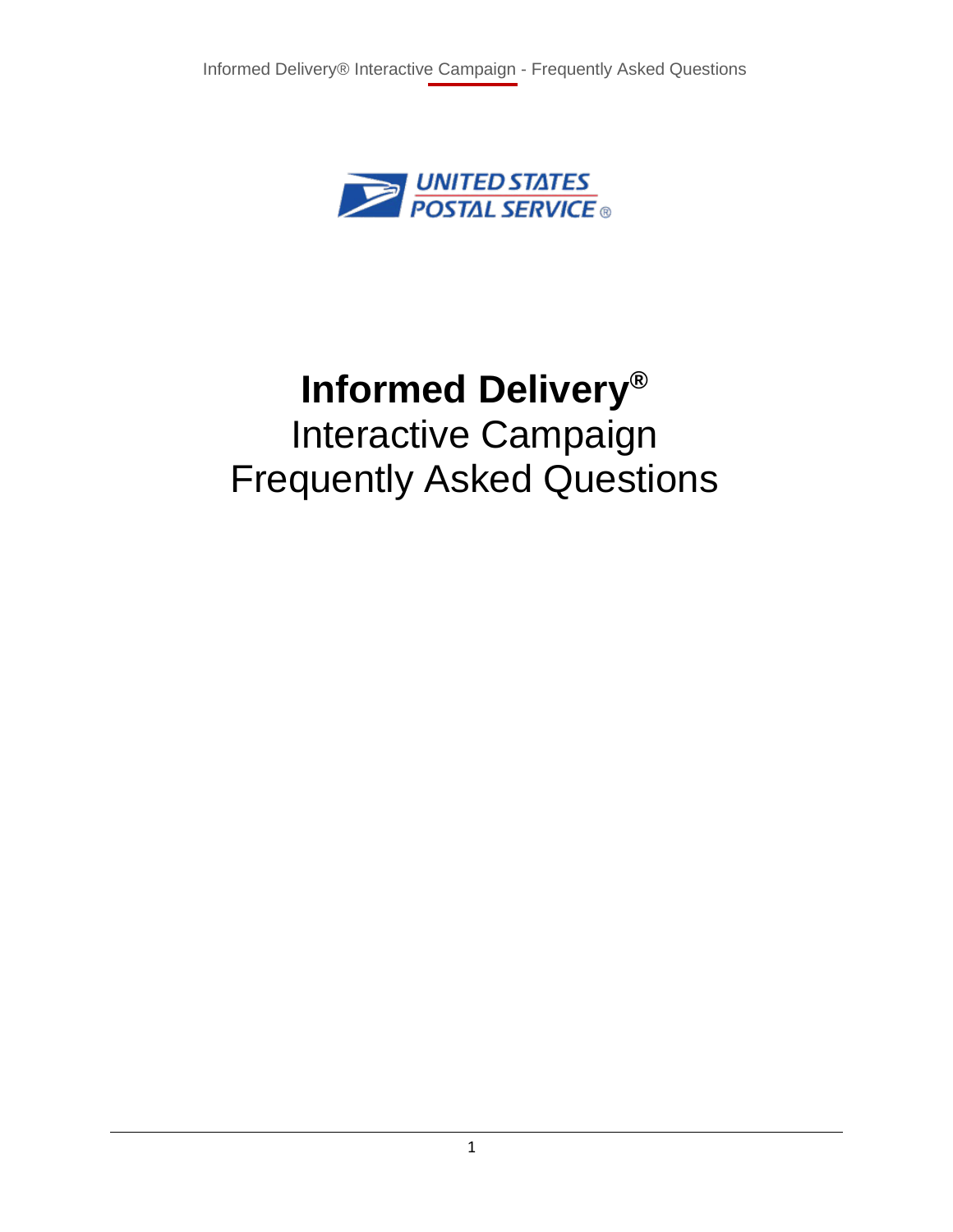UNITED STATES POSTAL SERVICE®

# Informed Delivery®

Interactive Campaign
Frequently Asked Questions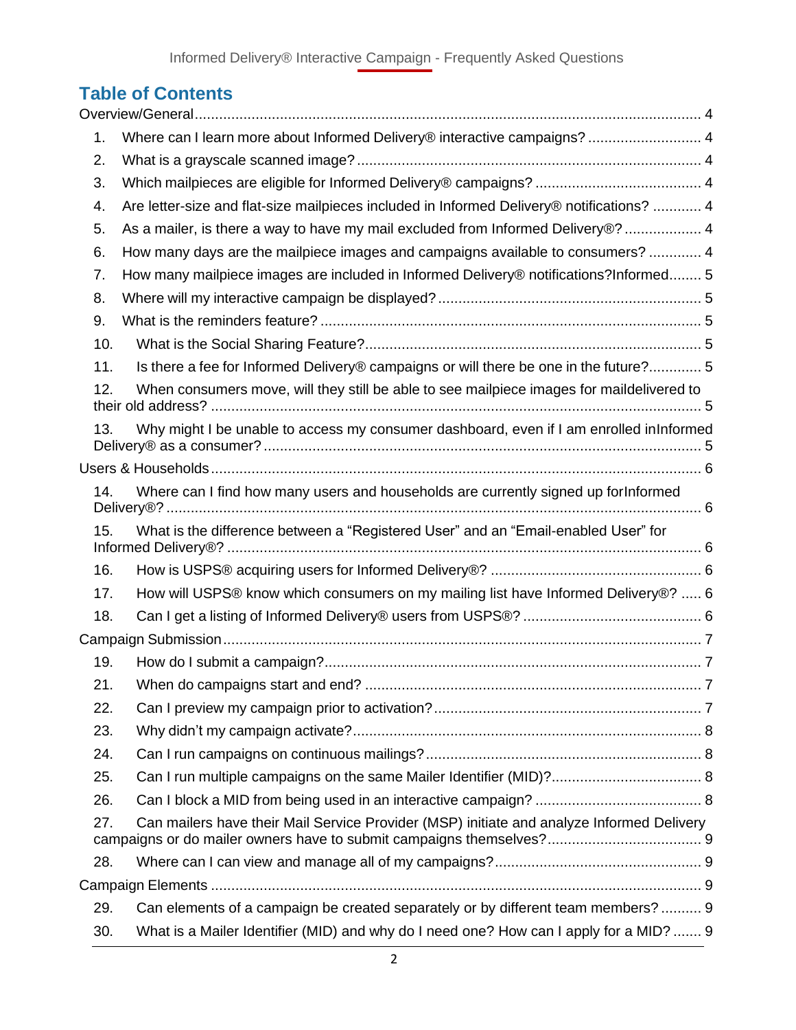## Table of Contents

Overview/General ............................................................................................................. 4

1. Where can I learn more about Informed Delivery® interactive campaigns? ........................... 4
2. What is a grayscale scanned image? .................................................................................... 4
3. Which mailpieces are eligible for Informed Delivery® campaigns? ......................................... 4
4. Are letter-size and flat-size mailpieces included in Informed Delivery® notifications? ............ 4
5. As a mailer, is there a way to have my mail excluded from Informed Delivery®? .................. 4
6. How many days are the mailpiece images and campaigns available to consumers? ............. 4
7. How many mailpiece images are included in Informed Delivery® notifications?Informed........ 5
8. Where will my interactive campaign be displayed? ................................................................ 5
9. What is the reminders feature? ............................................................................................. 5
10. What is the Social Sharing Feature? .................................................................................. 5
11. Is there a fee for Informed Delivery® campaigns or will there be one in the future?............. 5
12. When consumers move, will they still be able to see mailpiece images for maildelivered to their old address? ........................................................................................................... 5
13. Why might I be unable to access my consumer dashboard, even if I am enrolled inInformed Delivery® as a consumer? .......................................................................................... 5

Users & Households ......................................................................................................... 6

14. Where can I find how many users and households are currently signed up forInformed Delivery®? ................................................................................................................... 6
15. What is the difference between a “Registered User” and an “Email-enabled User” for Informed Delivery®? ................................................................................................................... 6
16. How is USPS® acquiring users for Informed Delivery®? ................................................... 6
17. How will USPS® know which consumers on my mailing list have Informed Delivery®? ..... 6
18. Can I get a listing of Informed Delivery® users from USPS®? ........................................... 6

Campaign Submission ....................................................................................................... 7

19. How do I submit a campaign?............................................................................................ 7
21. When do campaigns start and end? .................................................................................. 7
22. Can I preview my campaign prior to activation?................................................................. 7
23. Why didn’t my campaign activate?..................................................................................... 8
24. Can I run campaigns on continuous mailings?................................................................... 8
25. Can I run multiple campaigns on the same Mailer Identifier (MID)?.................................... 8
26. Can I block a MID from being used in an interactive campaign? ......................................... 8
27. Can mailers have their Mail Service Provider (MSP) initiate and analyze Informed Delivery campaigns or do mailer owners have to submit campaigns themselves?...................................... 9
28. Where can I can view and manage all of my campaigns?.................................................. 9

Campaign Elements .......................................................................................................... 9

29. Can elements of a campaign be created separately or by different team members? .......... 9
30. What is a Mailer Identifier (MID) and why do I need one? How can I apply for a MID? ....... 9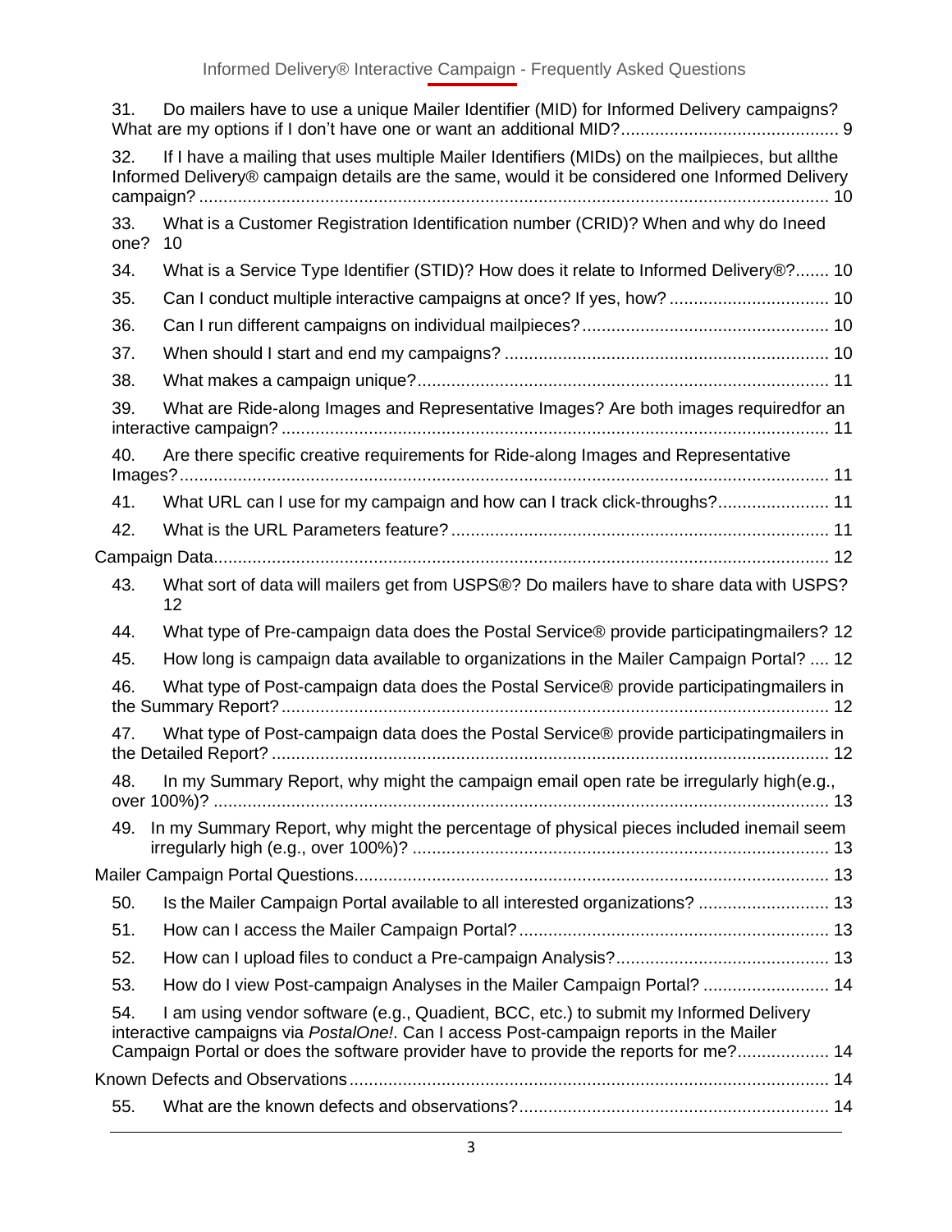31. Do mailers have to use a unique Mailer Identifier (MID) for Informed Delivery campaigns? What are my options if I don't have one or want an additional MID? ... 9

32. If I have a mailing that uses multiple Mailer Identifiers (MIDs) on the mailpieces, but allthe Informed Delivery® campaign details are the same, would it be considered one Informed Delivery campaign? ... 10

33. What is a Customer Registration Identification number (CRID)? When and why do Ineed one? 10

34. What is a Service Type Identifier (STID)? How does it relate to Informed Delivery®? ... 10

35. Can I conduct multiple interactive campaigns at once? If yes, how? ... 10

36. Can I run different campaigns on individual mailpieces? ... 10

37. When should I start and end my campaigns? ... 10

38. What makes a campaign unique? ... 11

39. What are Ride-along Images and Representative Images? Are both images requiredfor an interactive campaign? ... 11

40. Are there specific creative requirements for Ride-along Images and Representative Images? ... 11

41. What URL can I use for my campaign and how can I track click-throughs? ... 11

42. What is the URL Parameters feature? ... 11

Campaign Data ... 12

43. What sort of data will mailers get from USPS®? Do mailers have to share data with USPS? 12

44. What type of Pre-campaign data does the Postal Service® provide participatingmailers? 12

45. How long is campaign data available to organizations in the Mailer Campaign Portal? ... 12

46. What type of Post-campaign data does the Postal Service® provide participatingmailers in the Summary Report? ... 12

47. What type of Post-campaign data does the Postal Service® provide participatingmailers in the Detailed Report? ... 12

48. In my Summary Report, why might the campaign email open rate be irregularly high(e.g., over 100%)? ... 13

49. In my Summary Report, why might the percentage of physical pieces included inemail seem irregularly high (e.g., over 100%)? ... 13

Mailer Campaign Portal Questions ... 13

50. Is the Mailer Campaign Portal available to all interested organizations? ... 13

51. How can I access the Mailer Campaign Portal? ... 13

52. How can I upload files to conduct a Pre-campaign Analysis? ... 13

53. How do I view Post-campaign Analyses in the Mailer Campaign Portal? ... 14

54. I am using vendor software (e.g., Quadient, BCC, etc.) to submit my Informed Delivery interactive campaigns via *PostalOne!*. Can I access Post-campaign reports in the Mailer Campaign Portal or does the software provider have to provide the reports for me? ... 14

Known Defects and Observations ... 14

55. What are the known defects and observations? ... 14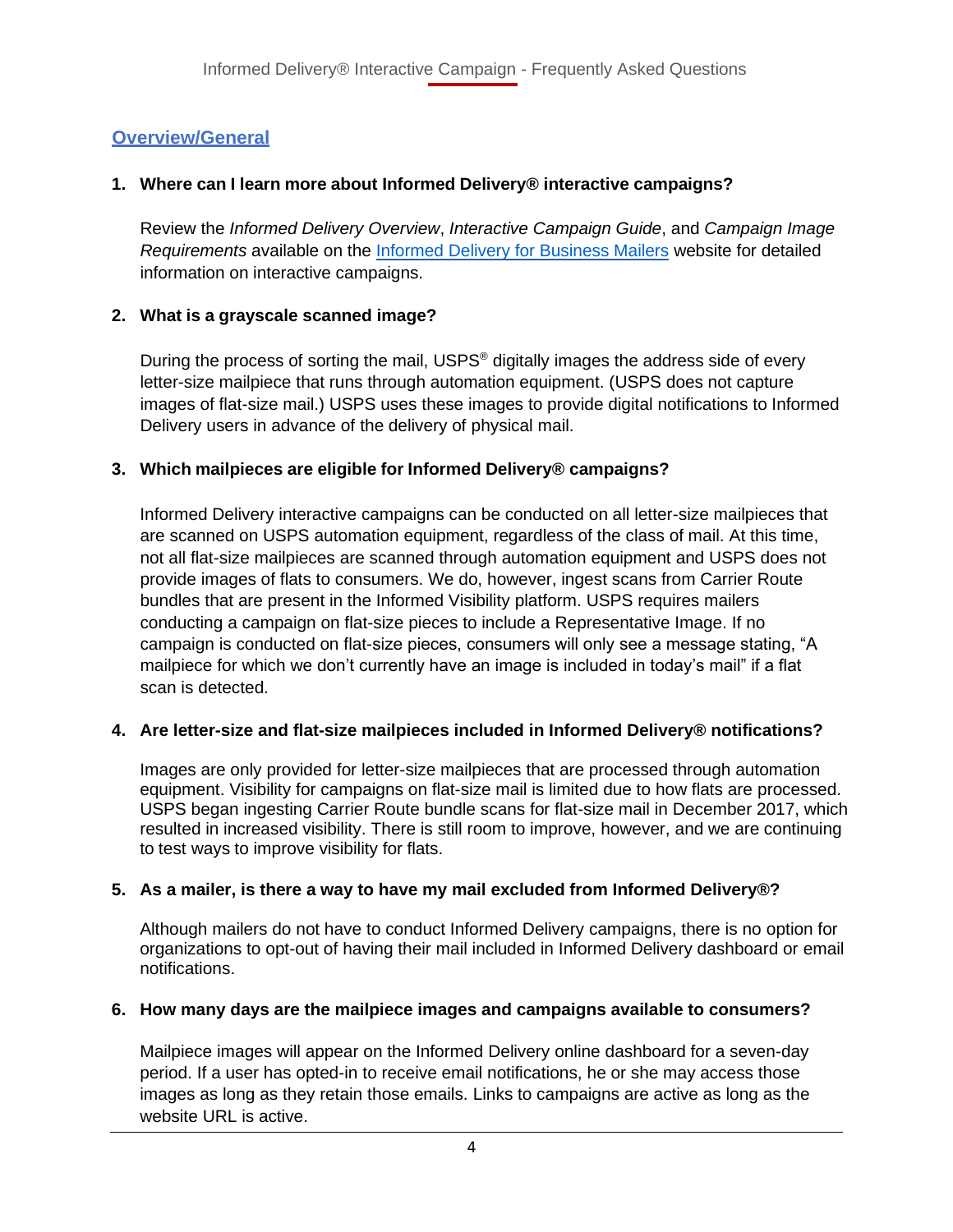## Overview/General

1. **Where can I learn more about Informed Delivery® interactive campaigns?**

   Review the *Informed Delivery Overview*, *Interactive Campaign Guide*, and *Campaign Image Requirements* available on the Informed Delivery for Business Mailers website for detailed information on interactive campaigns.

2. **What is a grayscale scanned image?**

   During the process of sorting the mail, USPS® digitally images the address side of every letter-size mailpiece that runs through automation equipment. (USPS does not capture images of flat-size mail.) USPS uses these images to provide digital notifications to Informed Delivery users in advance of the delivery of physical mail.

3. **Which mailpieces are eligible for Informed Delivery® campaigns?**

   Informed Delivery interactive campaigns can be conducted on all letter-size mailpieces that are scanned on USPS automation equipment, regardless of the class of mail. At this time, not all flat-size mailpieces are scanned through automation equipment and USPS does not provide images of flats to consumers. We do, however, ingest scans from Carrier Route bundles that are present in the Informed Visibility platform. USPS requires mailers conducting a campaign on flat-size pieces to include a Representative Image. If no campaign is conducted on flat-size pieces, consumers will only see a message stating, "A mailpiece for which we don't currently have an image is included in today's mail" if a flat scan is detected.

4. **Are letter-size and flat-size mailpieces included in Informed Delivery® notifications?**

   Images are only provided for letter-size mailpieces that are processed through automation equipment. Visibility for campaigns on flat-size mail is limited due to how flats are processed. USPS began ingesting Carrier Route bundle scans for flat-size mail in December 2017, which resulted in increased visibility. There is still room to improve, however, and we are continuing to test ways to improve visibility for flats.

5. **As a mailer, is there a way to have my mail excluded from Informed Delivery®?**

   Although mailers do not have to conduct Informed Delivery campaigns, there is no option for organizations to opt-out of having their mail included in Informed Delivery dashboard or email notifications.

6. **How many days are the mailpiece images and campaigns available to consumers?**

   Mailpiece images will appear on the Informed Delivery online dashboard for a seven-day period. If a user has opted-in to receive email notifications, he or she may access those images as long as they retain those emails. Links to campaigns are active as long as the website URL is active.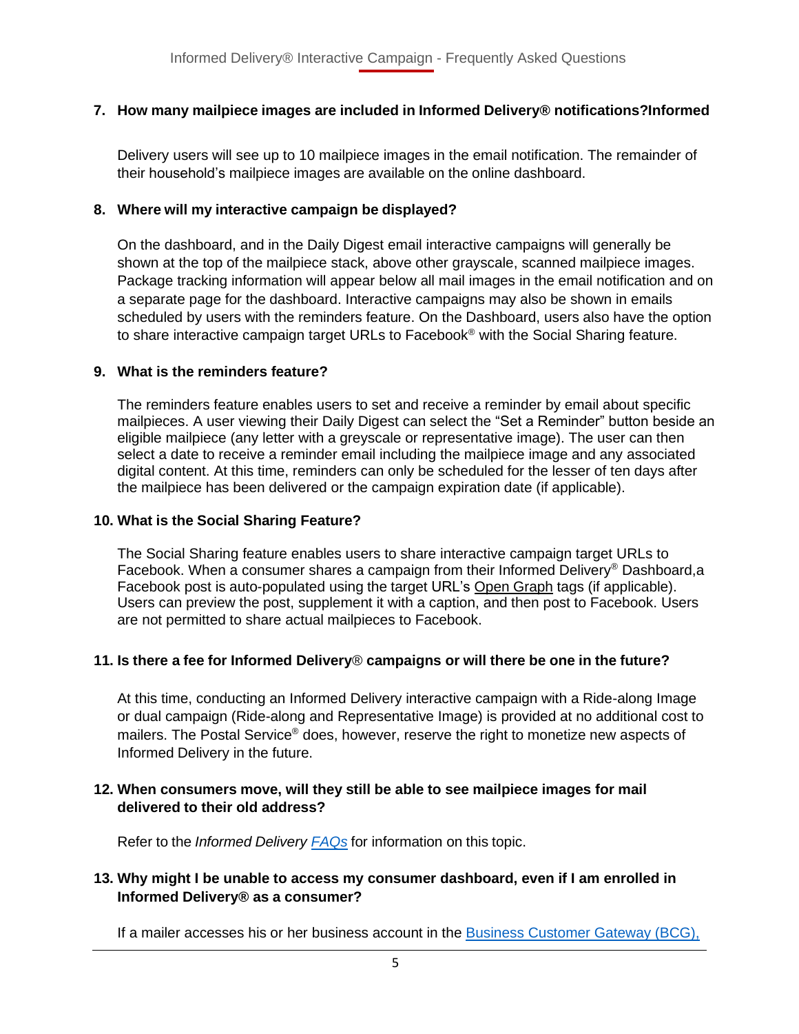**7. How many mailpiece images are included in Informed Delivery® notifications?Informed**

Delivery users will see up to 10 mailpiece images in the email notification. The remainder of their household's mailpiece images are available on the online dashboard.

**8. Where will my interactive campaign be displayed?**

On the dashboard, and in the Daily Digest email interactive campaigns will generally be shown at the top of the mailpiece stack, above other grayscale, scanned mailpiece images. Package tracking information will appear below all mail images in the email notification and on a separate page for the dashboard. Interactive campaigns may also be shown in emails scheduled by users with the reminders feature. On the Dashboard, users also have the option to share interactive campaign target URLs to Facebook® with the Social Sharing feature.

**9. What is the reminders feature?**

The reminders feature enables users to set and receive a reminder by email about specific mailpieces. A user viewing their Daily Digest can select the "Set a Reminder" button beside an eligible mailpiece (any letter with a greyscale or representative image). The user can then select a date to receive a reminder email including the mailpiece image and any associated digital content. At this time, reminders can only be scheduled for the lesser of ten days after the mailpiece has been delivered or the campaign expiration date (if applicable).

**10. What is the Social Sharing Feature?**

The Social Sharing feature enables users to share interactive campaign target URLs to Facebook. When a consumer shares a campaign from their Informed Delivery® Dashboard,a Facebook post is auto-populated using the target URL's Open Graph tags (if applicable). Users can preview the post, supplement it with a caption, and then post to Facebook. Users are not permitted to share actual mailpieces to Facebook.

**11. Is there a fee for Informed Delivery® campaigns or will there be one in the future?**

At this time, conducting an Informed Delivery interactive campaign with a Ride-along Image or dual campaign (Ride-along and Representative Image) is provided at no additional cost to mailers. The Postal Service® does, however, reserve the right to monetize new aspects of Informed Delivery in the future.

**12. When consumers move, will they still be able to see mailpiece images for mail delivered to their old address?**

Refer to the *Informed Delivery* *FAQs* for information on this topic.

**13. Why might I be unable to access my consumer dashboard, even if I am enrolled in Informed Delivery® as a consumer?**

If a mailer accesses his or her business account in the Business Customer Gateway (BCG),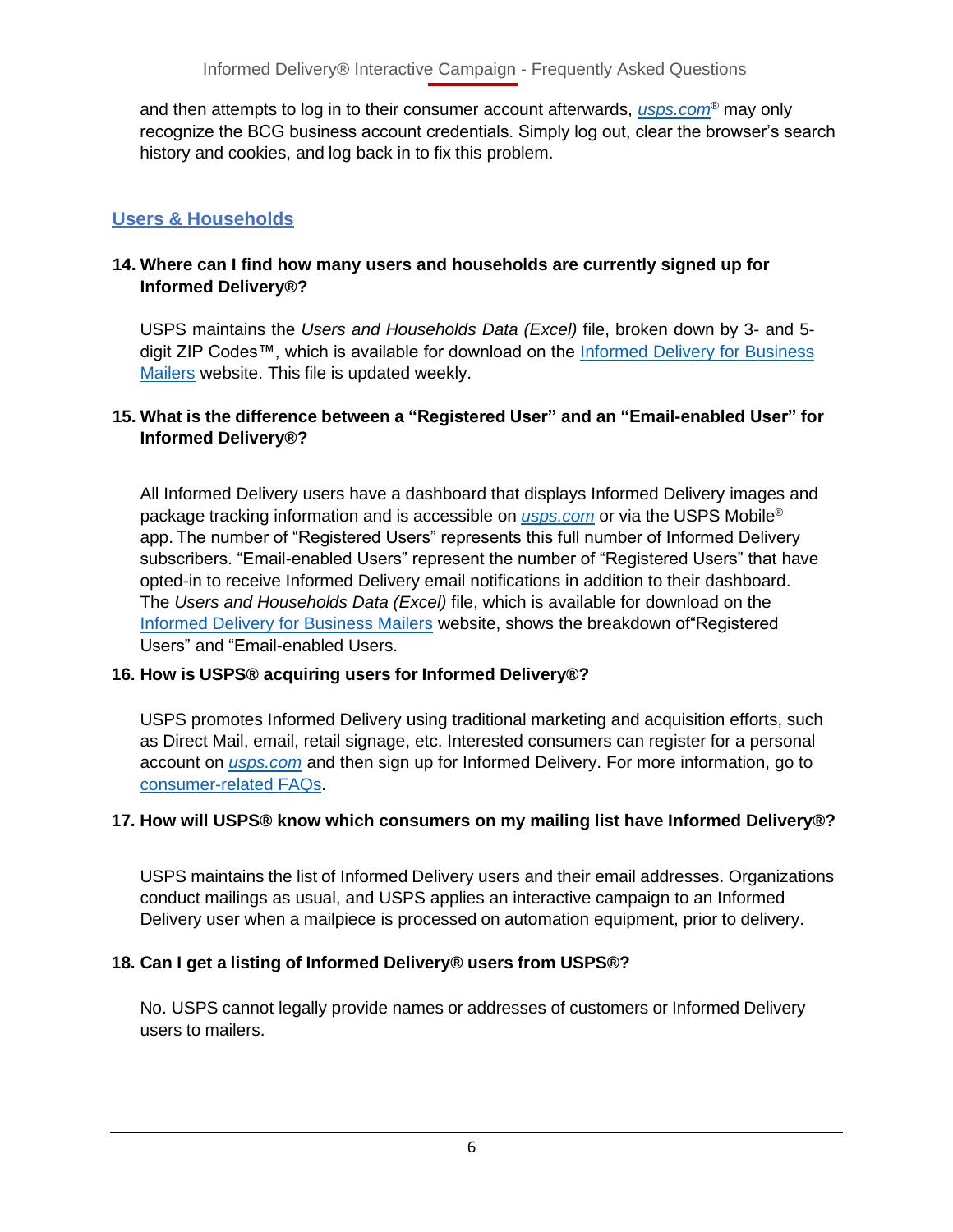and then attempts to log in to their consumer account afterwards, *usps.com*® may only recognize the BCG business account credentials. Simply log out, clear the browser's search history and cookies, and log back in to fix this problem.

## Users & Households

### 14. Where can I find how many users and households are currently signed up for Informed Delivery®?

USPS maintains the *Users and Households Data (Excel)* file, broken down by 3- and 5-digit ZIP Codes™, which is available for download on the Informed Delivery for Business Mailers website. This file is updated weekly.

### 15. What is the difference between a "Registered User" and an "Email-enabled User" for Informed Delivery®?

All Informed Delivery users have a dashboard that displays Informed Delivery images and package tracking information and is accessible on *usps.com* or via the USPS Mobile® app. The number of "Registered Users" represents this full number of Informed Delivery subscribers. "Email-enabled Users" represent the number of "Registered Users" that have opted-in to receive Informed Delivery email notifications in addition to their dashboard. The *Users and Households Data (Excel)* file, which is available for download on the Informed Delivery for Business Mailers website, shows the breakdown of"Registered Users" and "Email-enabled Users.

### 16. How is USPS® acquiring users for Informed Delivery®?

USPS promotes Informed Delivery using traditional marketing and acquisition efforts, such as Direct Mail, email, retail signage, etc. Interested consumers can register for a personal account on *usps.com* and then sign up for Informed Delivery. For more information, go to consumer-related FAQs.

### 17. How will USPS® know which consumers on my mailing list have Informed Delivery®?

USPS maintains the list of Informed Delivery users and their email addresses. Organizations conduct mailings as usual, and USPS applies an interactive campaign to an Informed Delivery user when a mailpiece is processed on automation equipment, prior to delivery.

### 18. Can I get a listing of Informed Delivery® users from USPS®?

No. USPS cannot legally provide names or addresses of customers or Informed Delivery users to mailers.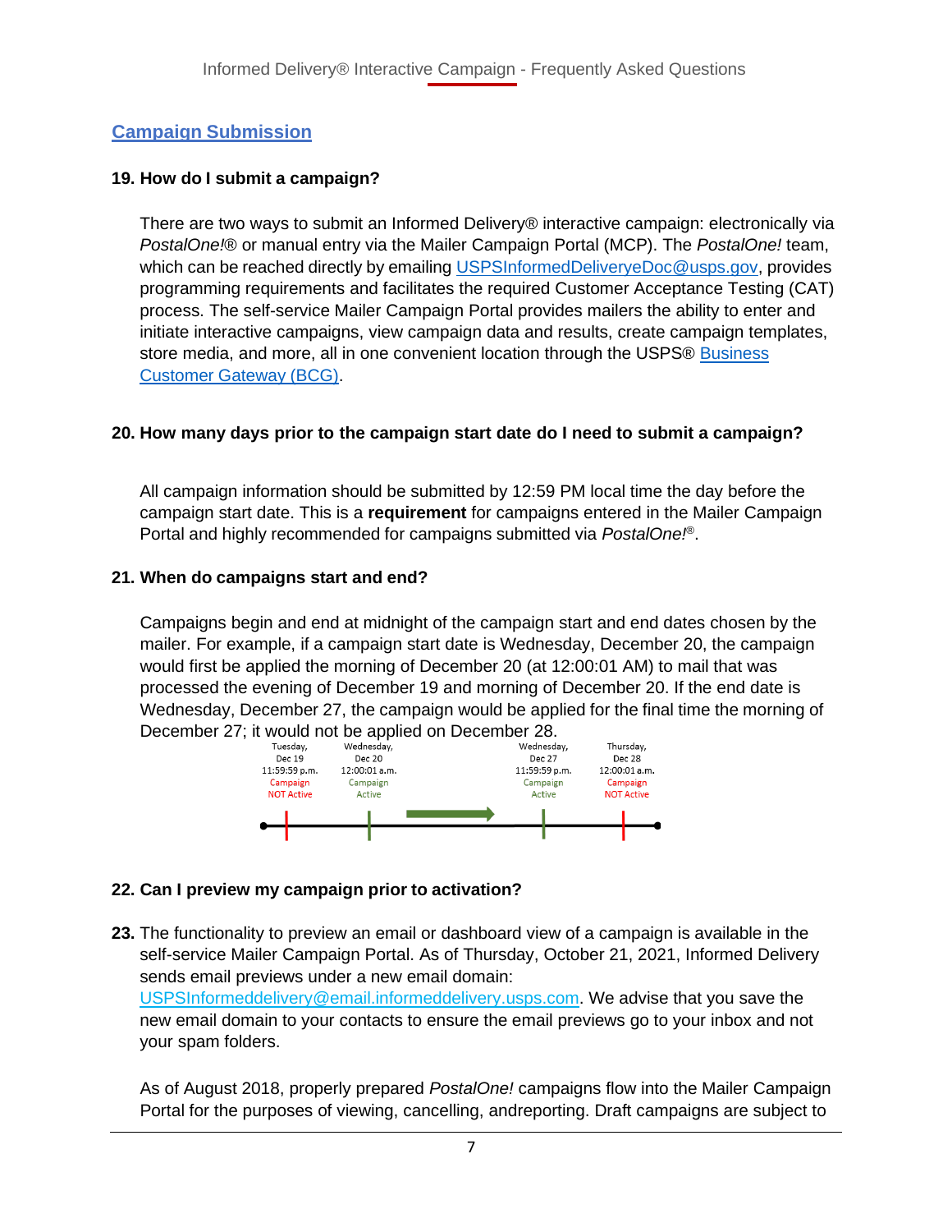## Campaign Submission

**19. How do I submit a campaign?**

There are two ways to submit an Informed Delivery® interactive campaign: electronically via *PostalOne!*® or manual entry via the Mailer Campaign Portal (MCP). The *PostalOne!* team, which can be reached directly by emailing USPSInformedDeliveryeDoc@usps.gov, provides programming requirements and facilitates the required Customer Acceptance Testing (CAT) process. The self-service Mailer Campaign Portal provides mailers the ability to enter and initiate interactive campaigns, view campaign data and results, create campaign templates, store media, and more, all in one convenient location through the USPS® Business Customer Gateway (BCG).

**20. How many days prior to the campaign start date do I need to submit a campaign?**

All campaign information should be submitted by 12:59 PM local time the day before the campaign start date. This is a **requirement** for campaigns entered in the Mailer Campaign Portal and highly recommended for campaigns submitted via *PostalOne!*®.

**21. When do campaigns start and end?**

Campaigns begin and end at midnight of the campaign start and end dates chosen by the mailer. For example, if a campaign start date is Wednesday, December 20, the campaign would first be applied the morning of December 20 (at 12:00:01 AM) to mail that was processed the evening of December 19 and morning of December 20. If the end date is Wednesday, December 27, the campaign would be applied for the final time the morning of December 27; it would not be applied on December 28.

| Tuesday, Dec 19 | Wednesday, Dec 20 | Wednesday, Dec 27 | Thursday, Dec 28 |
|---|---|---|---|
| 11:59:59 p.m. | 12:00:01 a.m. | 11:59:59 p.m. | 12:00:01 a.m. |
| Campaign NOT Active | Campaign Active | Campaign Active | Campaign NOT Active |

**22. Can I preview my campaign prior to activation?**

**23.** The functionality to preview an email or dashboard view of a campaign is available in the self-service Mailer Campaign Portal. As of Thursday, October 21, 2021, Informed Delivery sends email previews under a new email domain: USPSInformeddelivery@email.informeddelivery.usps.com. We advise that you save the new email domain to your contacts to ensure the email previews go to your inbox and not your spam folders.

As of August 2018, properly prepared *PostalOne!* campaigns flow into the Mailer Campaign Portal for the purposes of viewing, cancelling, andreporting. Draft campaigns are subject to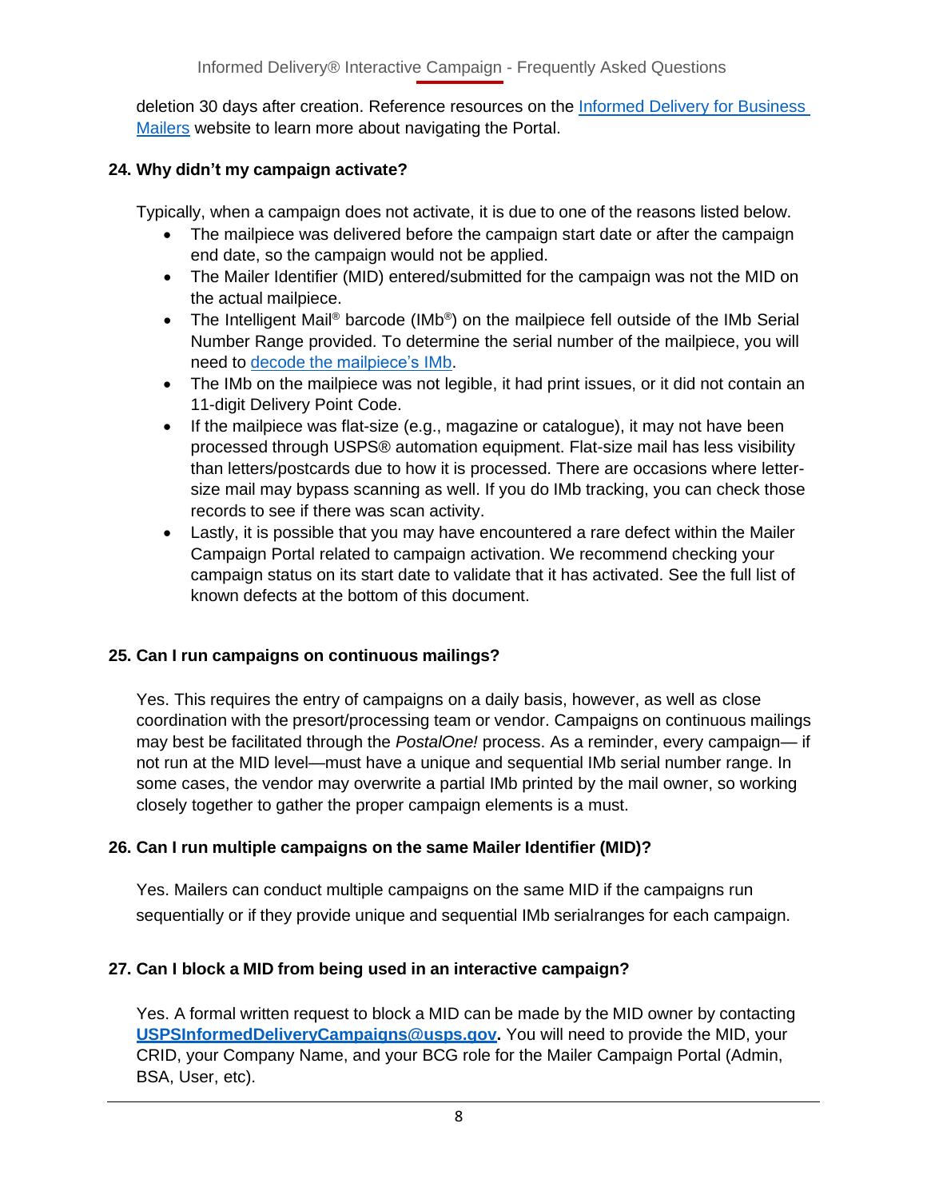deletion 30 days after creation. Reference resources on the [Informed Delivery for Business Mailers]() website to learn more about navigating the Portal.

**24. Why didn't my campaign activate?**

Typically, when a campaign does not activate, it is due to one of the reasons listed below.

- The mailpiece was delivered before the campaign start date or after the campaign end date, so the campaign would not be applied.
- The Mailer Identifier (MID) entered/submitted for the campaign was not the MID on the actual mailpiece.
- The Intelligent Mail® barcode (IMb®) on the mailpiece fell outside of the IMb Serial Number Range provided. To determine the serial number of the mailpiece, you will need to [decode the mailpiece's IMb]().
- The IMb on the mailpiece was not legible, it had print issues, or it did not contain an 11-digit Delivery Point Code.
- If the mailpiece was flat-size (e.g., magazine or catalogue), it may not have been processed through USPS® automation equipment. Flat-size mail has less visibility than letters/postcards due to how it is processed. There are occasions where letter-size mail may bypass scanning as well. If you do IMb tracking, you can check those records to see if there was scan activity.
- Lastly, it is possible that you may have encountered a rare defect within the Mailer Campaign Portal related to campaign activation. We recommend checking your campaign status on its start date to validate that it has activated. See the full list of known defects at the bottom of this document.

**25. Can I run campaigns on continuous mailings?**

Yes. This requires the entry of campaigns on a daily basis, however, as well as close coordination with the presort/processing team or vendor. Campaigns on continuous mailings may best be facilitated through the *PostalOne!* process. As a reminder, every campaign— if not run at the MID level—must have a unique and sequential IMb serial number range. In some cases, the vendor may overwrite a partial IMb printed by the mail owner, so working closely together to gather the proper campaign elements is a must.

**26. Can I run multiple campaigns on the same Mailer Identifier (MID)?**

Yes. Mailers can conduct multiple campaigns on the same MID if the campaigns run sequentially or if they provide unique and sequential IMb serialranges for each campaign.

**27. Can I block a MID from being used in an interactive campaign?**

Yes. A formal written request to block a MID can be made by the MID owner by contacting **[USPSInformedDeliveryCampaigns@usps.gov]()**. You will need to provide the MID, your CRID, your Company Name, and your BCG role for the Mailer Campaign Portal (Admin, BSA, User, etc).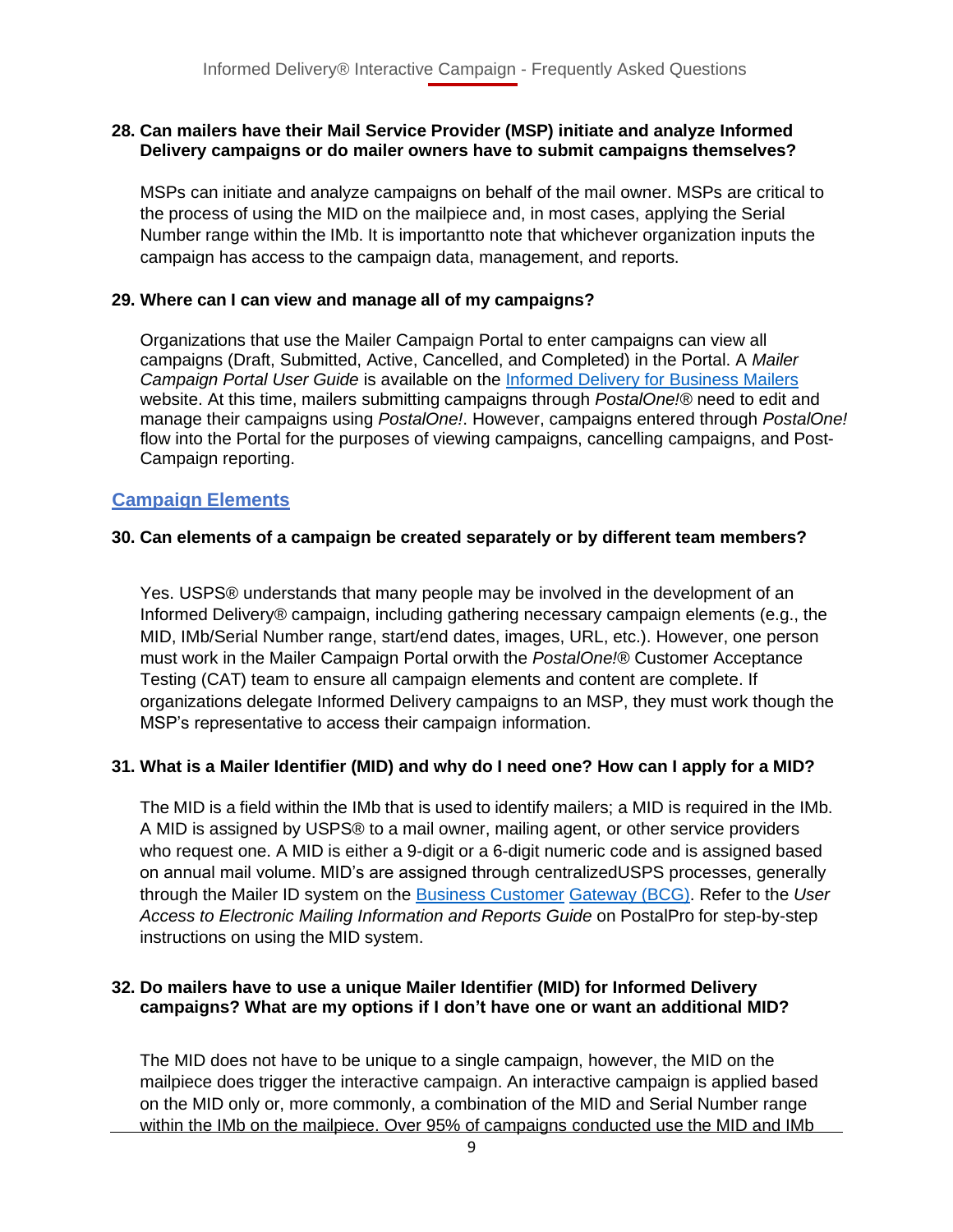**28. Can mailers have their Mail Service Provider (MSP) initiate and analyze Informed Delivery campaigns or do mailer owners have to submit campaigns themselves?**

MSPs can initiate and analyze campaigns on behalf of the mail owner. MSPs are critical to the process of using the MID on the mailpiece and, in most cases, applying the Serial Number range within the IMb. It is importantto note that whichever organization inputs the campaign has access to the campaign data, management, and reports.

**29. Where can I can view and manage all of my campaigns?**

Organizations that use the Mailer Campaign Portal to enter campaigns can view all campaigns (Draft, Submitted, Active, Cancelled, and Completed) in the Portal. A *Mailer Campaign Portal User Guide* is available on the Informed Delivery for Business Mailers website. At this time, mailers submitting campaigns through *PostalOne!*® need to edit and manage their campaigns using *PostalOne!*. However, campaigns entered through *PostalOne!* flow into the Portal for the purposes of viewing campaigns, cancelling campaigns, and Post-Campaign reporting.

## Campaign Elements

**30. Can elements of a campaign be created separately or by different team members?**

Yes. USPS® understands that many people may be involved in the development of an Informed Delivery® campaign, including gathering necessary campaign elements (e.g., the MID, IMb/Serial Number range, start/end dates, images, URL, etc.). However, one person must work in the Mailer Campaign Portal orwith the *PostalOne!*® Customer Acceptance Testing (CAT) team to ensure all campaign elements and content are complete. If organizations delegate Informed Delivery campaigns to an MSP, they must work though the MSP's representative to access their campaign information.

**31. What is a Mailer Identifier (MID) and why do I need one? How can I apply for a MID?**

The MID is a field within the IMb that is used to identify mailers; a MID is required in the IMb. A MID is assigned by USPS® to a mail owner, mailing agent, or other service providers who request one. A MID is either a 9-digit or a 6-digit numeric code and is assigned based on annual mail volume. MID's are assigned through centralizedUSPS processes, generally through the Mailer ID system on the Business Customer Gateway (BCG). Refer to the *User Access to Electronic Mailing Information and Reports Guide* on PostalPro for step-by-step instructions on using the MID system.

**32. Do mailers have to use a unique Mailer Identifier (MID) for Informed Delivery campaigns? What are my options if I don't have one or want an additional MID?**

The MID does not have to be unique to a single campaign, however, the MID on the mailpiece does trigger the interactive campaign. An interactive campaign is applied based on the MID only or, more commonly, a combination of the MID and Serial Number range within the IMb on the mailpiece. Over 95% of campaigns conducted use the MID and IMb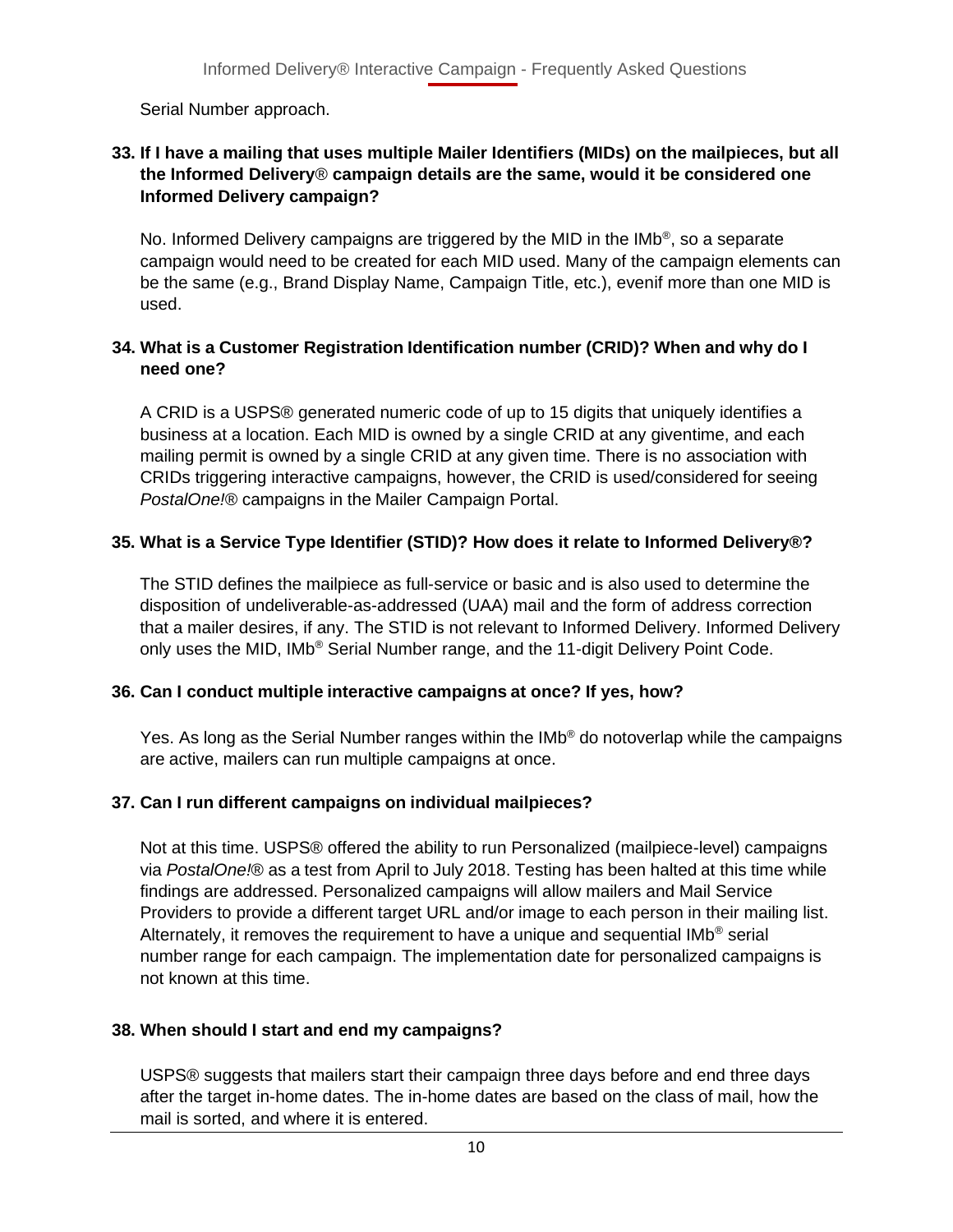Serial Number approach.

**33. If I have a mailing that uses multiple Mailer Identifiers (MIDs) on the mailpieces, but all the Informed Delivery® campaign details are the same, would it be considered one Informed Delivery campaign?**

No. Informed Delivery campaigns are triggered by the MID in the IMb®, so a separate campaign would need to be created for each MID used. Many of the campaign elements can be the same (e.g., Brand Display Name, Campaign Title, etc.), evenif more than one MID is used.

**34. What is a Customer Registration Identification number (CRID)? When and why do I need one?**

A CRID is a USPS® generated numeric code of up to 15 digits that uniquely identifies a business at a location. Each MID is owned by a single CRID at any giventime, and each mailing permit is owned by a single CRID at any given time. There is no association with CRIDs triggering interactive campaigns, however, the CRID is used/considered for seeing *PostalOne!*® campaigns in the Mailer Campaign Portal.

**35. What is a Service Type Identifier (STID)? How does it relate to Informed Delivery®?**

The STID defines the mailpiece as full-service or basic and is also used to determine the disposition of undeliverable-as-addressed (UAA) mail and the form of address correction that a mailer desires, if any. The STID is not relevant to Informed Delivery. Informed Delivery only uses the MID, IMb® Serial Number range, and the 11-digit Delivery Point Code.

**36. Can I conduct multiple interactive campaigns at once? If yes, how?**

Yes. As long as the Serial Number ranges within the IMb® do notoverlap while the campaigns are active, mailers can run multiple campaigns at once.

**37. Can I run different campaigns on individual mailpieces?**

Not at this time. USPS® offered the ability to run Personalized (mailpiece-level) campaigns via *PostalOne!*® as a test from April to July 2018. Testing has been halted at this time while findings are addressed. Personalized campaigns will allow mailers and Mail Service Providers to provide a different target URL and/or image to each person in their mailing list. Alternately, it removes the requirement to have a unique and sequential IMb® serial number range for each campaign. The implementation date for personalized campaigns is not known at this time.

**38. When should I start and end my campaigns?**

USPS® suggests that mailers start their campaign three days before and end three days after the target in-home dates. The in-home dates are based on the class of mail, how the mail is sorted, and where it is entered.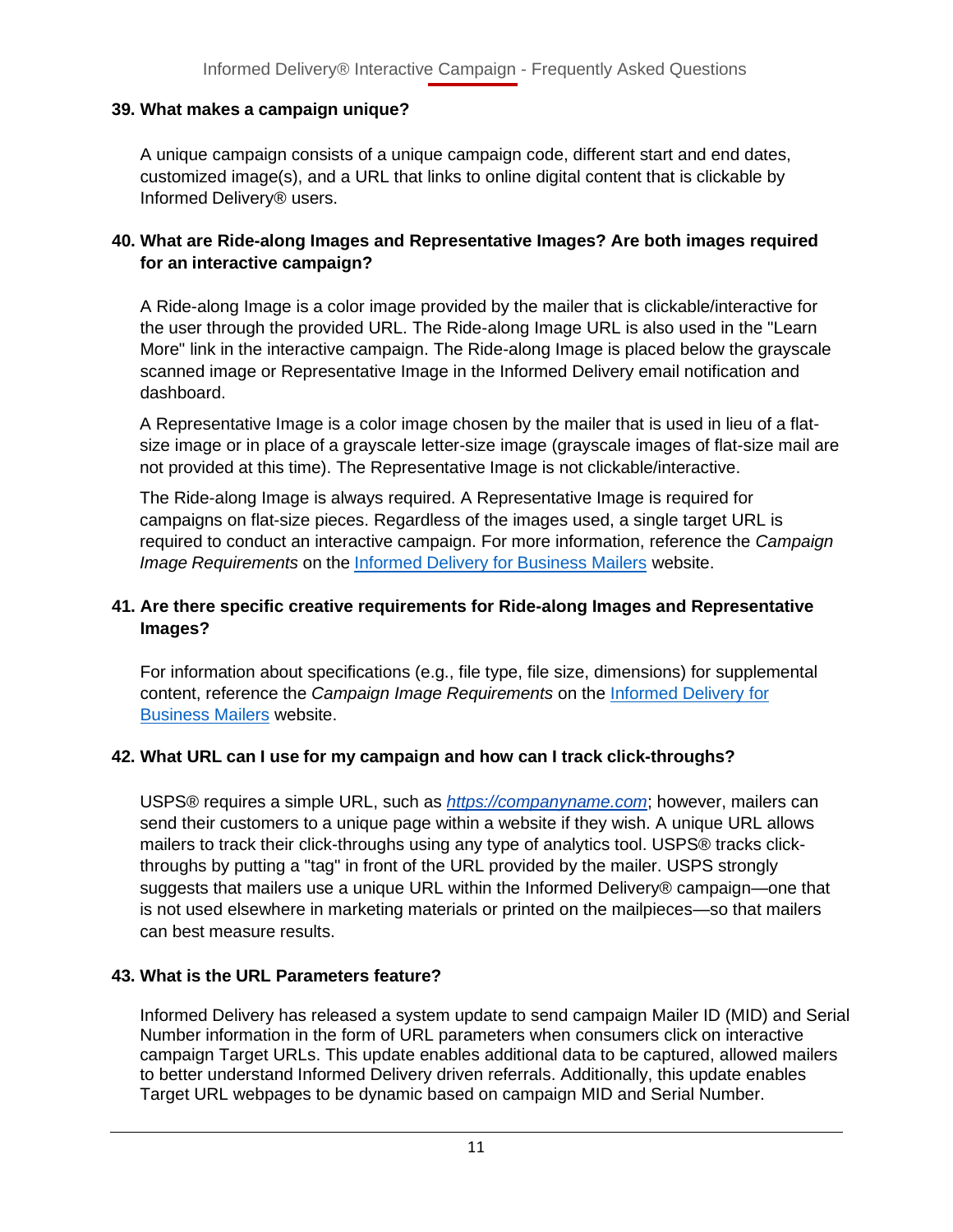### 39. What makes a campaign unique?

A unique campaign consists of a unique campaign code, different start and end dates, customized image(s), and a URL that links to online digital content that is clickable by Informed Delivery® users.

### 40. What are Ride-along Images and Representative Images? Are both images required for an interactive campaign?

A Ride-along Image is a color image provided by the mailer that is clickable/interactive for the user through the provided URL. The Ride-along Image URL is also used in the "Learn More" link in the interactive campaign. The Ride-along Image is placed below the grayscale scanned image or Representative Image in the Informed Delivery email notification and dashboard.

A Representative Image is a color image chosen by the mailer that is used in lieu of a flat-size image or in place of a grayscale letter-size image (grayscale images of flat-size mail are not provided at this time). The Representative Image is not clickable/interactive.

The Ride-along Image is always required. A Representative Image is required for campaigns on flat-size pieces. Regardless of the images used, a single target URL is required to conduct an interactive campaign. For more information, reference the *Campaign Image Requirements* on the [Informed Delivery for Business Mailers]() website.

### 41. Are there specific creative requirements for Ride-along Images and Representative Images?

For information about specifications (e.g., file type, file size, dimensions) for supplemental content, reference the *Campaign Image Requirements* on the [Informed Delivery for Business Mailers]() website.

### 42. What URL can I use for my campaign and how can I track click-throughs?

USPS® requires a simple URL, such as *[https://companyname.com](https://companyname.com)*; however, mailers can send their customers to a unique page within a website if they wish. A unique URL allows mailers to track their click-throughs using any type of analytics tool. USPS® tracks click-throughs by putting a "tag" in front of the URL provided by the mailer. USPS strongly suggests that mailers use a unique URL within the Informed Delivery® campaign—one that is not used elsewhere in marketing materials or printed on the mailpieces—so that mailers can best measure results.

### 43. What is the URL Parameters feature?

Informed Delivery has released a system update to send campaign Mailer ID (MID) and Serial Number information in the form of URL parameters when consumers click on interactive campaign Target URLs. This update enables additional data to be captured, allowed mailers to better understand Informed Delivery driven referrals. Additionally, this update enables Target URL webpages to be dynamic based on campaign MID and Serial Number.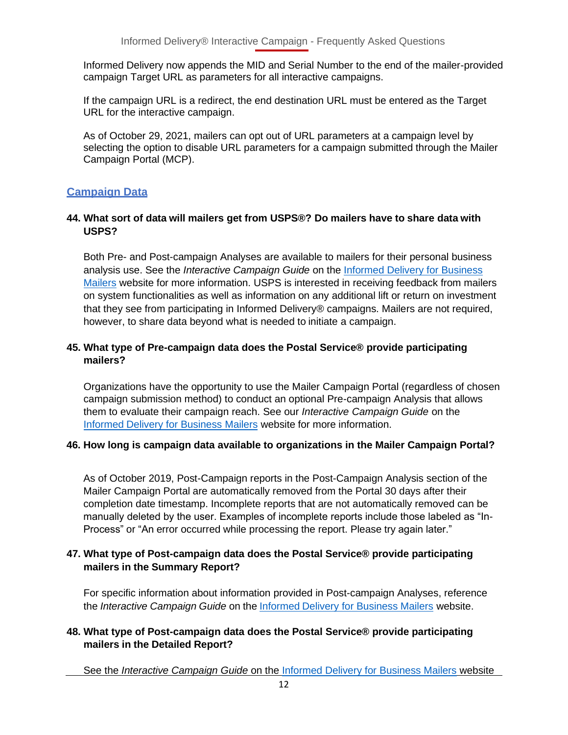Informed Delivery now appends the MID and Serial Number to the end of the mailer-provided campaign Target URL as parameters for all interactive campaigns.

If the campaign URL is a redirect, the end destination URL must be entered as the Target URL for the interactive campaign.

As of October 29, 2021, mailers can opt out of URL parameters at a campaign level by selecting the option to disable URL parameters for a campaign submitted through the Mailer Campaign Portal (MCP).

## Campaign Data

**44. What sort of data will mailers get from USPS®? Do mailers have to share data with USPS?**

Both Pre- and Post-campaign Analyses are available to mailers for their personal business analysis use. See the *Interactive Campaign Guide* on the Informed Delivery for Business Mailers website for more information. USPS is interested in receiving feedback from mailers on system functionalities as well as information on any additional lift or return on investment that they see from participating in Informed Delivery® campaigns. Mailers are not required, however, to share data beyond what is needed to initiate a campaign.

**45. What type of Pre-campaign data does the Postal Service® provide participating mailers?**

Organizations have the opportunity to use the Mailer Campaign Portal (regardless of chosen campaign submission method) to conduct an optional Pre-campaign Analysis that allows them to evaluate their campaign reach. See our *Interactive Campaign Guide* on the Informed Delivery for Business Mailers website for more information.

**46. How long is campaign data available to organizations in the Mailer Campaign Portal?**

As of October 2019, Post-Campaign reports in the Post-Campaign Analysis section of the Mailer Campaign Portal are automatically removed from the Portal 30 days after their completion date timestamp. Incomplete reports that are not automatically removed can be manually deleted by the user. Examples of incomplete reports include those labeled as "In-Process" or "An error occurred while processing the report. Please try again later."

**47. What type of Post-campaign data does the Postal Service® provide participating mailers in the Summary Report?**

For specific information about information provided in Post-campaign Analyses, reference the *Interactive Campaign Guide* on the Informed Delivery for Business Mailers website.

**48. What type of Post-campaign data does the Postal Service® provide participating mailers in the Detailed Report?**

See the *Interactive Campaign Guide* on the Informed Delivery for Business Mailers website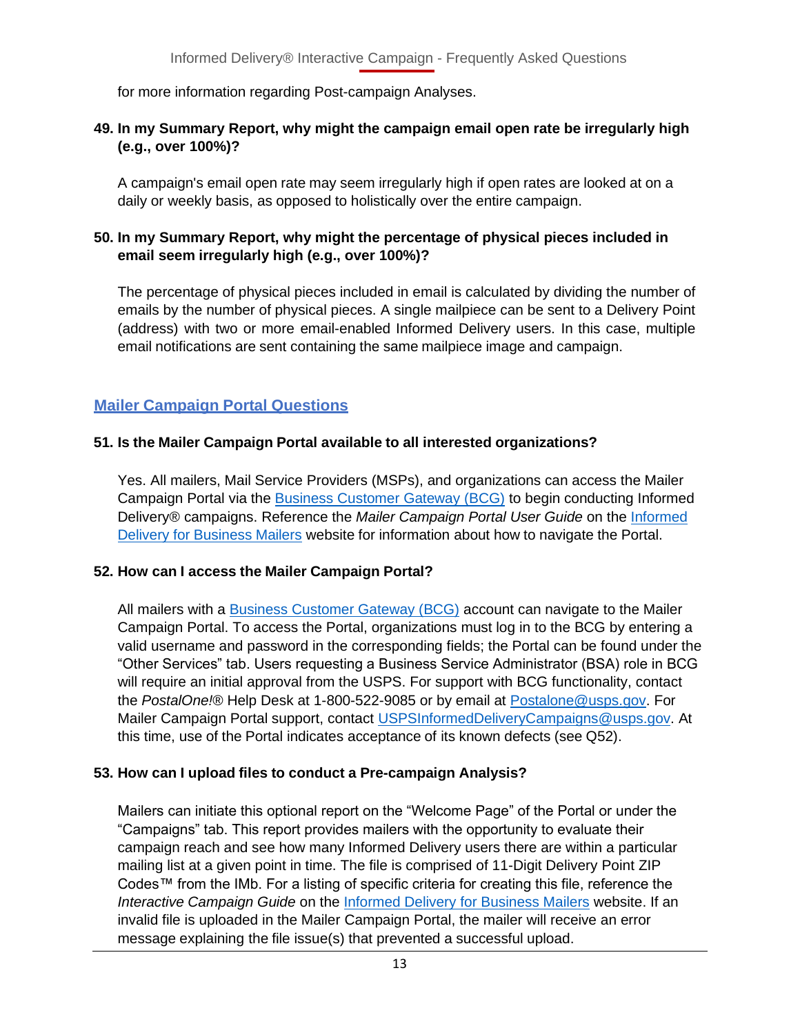for more information regarding Post-campaign Analyses.

**49. In my Summary Report, why might the campaign email open rate be irregularly high (e.g., over 100%)?**

A campaign's email open rate may seem irregularly high if open rates are looked at on a daily or weekly basis, as opposed to holistically over the entire campaign.

**50. In my Summary Report, why might the percentage of physical pieces included in email seem irregularly high (e.g., over 100%)?**

The percentage of physical pieces included in email is calculated by dividing the number of emails by the number of physical pieces. A single mailpiece can be sent to a Delivery Point (address) with two or more email-enabled Informed Delivery users. In this case, multiple email notifications are sent containing the same mailpiece image and campaign.

## Mailer Campaign Portal Questions

**51. Is the Mailer Campaign Portal available to all interested organizations?**

Yes. All mailers, Mail Service Providers (MSPs), and organizations can access the Mailer Campaign Portal via the Business Customer Gateway (BCG) to begin conducting Informed Delivery® campaigns. Reference the *Mailer Campaign Portal User Guide* on the Informed Delivery for Business Mailers website for information about how to navigate the Portal.

**52. How can I access the Mailer Campaign Portal?**

All mailers with a Business Customer Gateway (BCG) account can navigate to the Mailer Campaign Portal. To access the Portal, organizations must log in to the BCG by entering a valid username and password in the corresponding fields; the Portal can be found under the "Other Services" tab. Users requesting a Business Service Administrator (BSA) role in BCG will require an initial approval from the USPS. For support with BCG functionality, contact the *PostalOne!*® Help Desk at 1-800-522-9085 or by email at Postalone@usps.gov. For Mailer Campaign Portal support, contact USPSInformedDeliveryCampaigns@usps.gov. At this time, use of the Portal indicates acceptance of its known defects (see Q52).

**53. How can I upload files to conduct a Pre-campaign Analysis?**

Mailers can initiate this optional report on the "Welcome Page" of the Portal or under the "Campaigns" tab. This report provides mailers with the opportunity to evaluate their campaign reach and see how many Informed Delivery users there are within a particular mailing list at a given point in time. The file is comprised of 11-Digit Delivery Point ZIP Codes™ from the IMb. For a listing of specific criteria for creating this file, reference the *Interactive Campaign Guide* on the Informed Delivery for Business Mailers website. If an invalid file is uploaded in the Mailer Campaign Portal, the mailer will receive an error message explaining the file issue(s) that prevented a successful upload.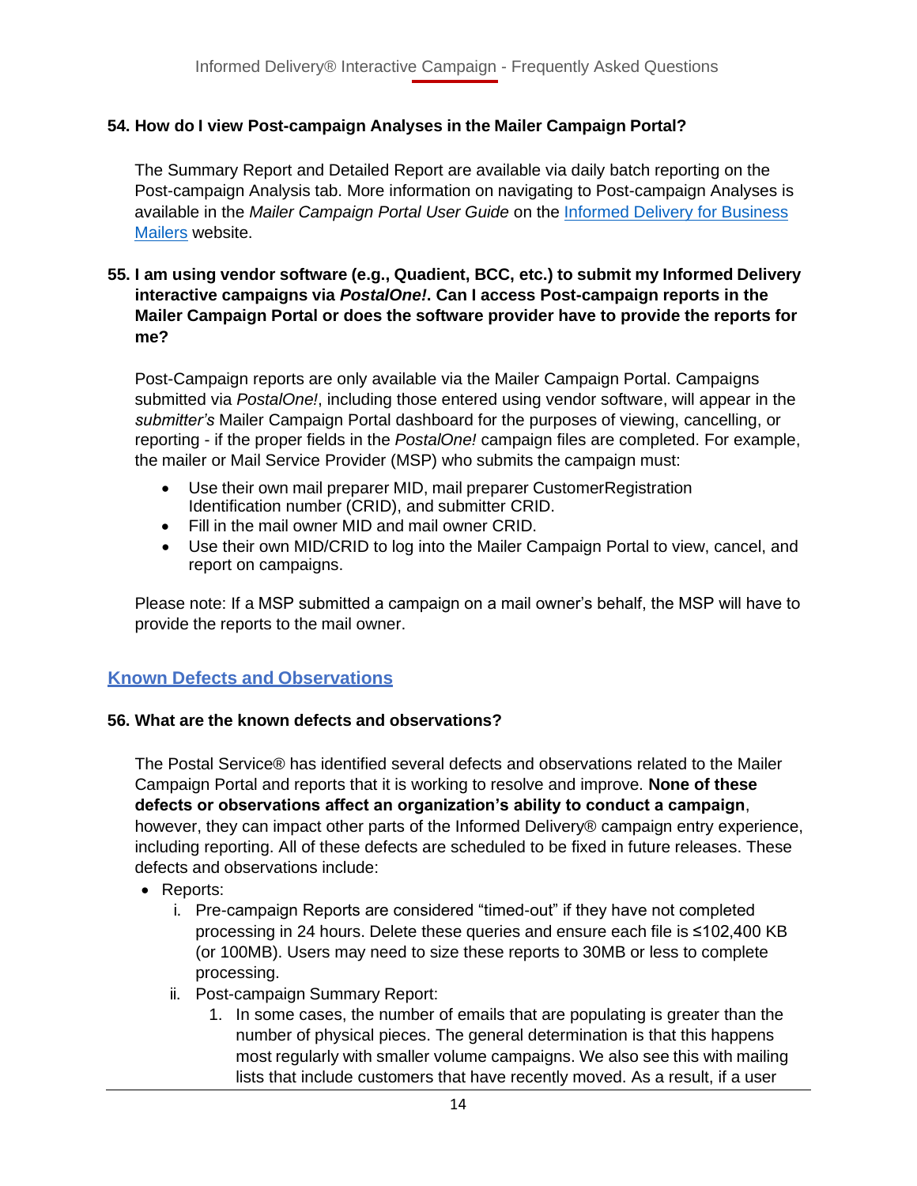**54. How do I view Post-campaign Analyses in the Mailer Campaign Portal?**

The Summary Report and Detailed Report are available via daily batch reporting on the Post-campaign Analysis tab. More information on navigating to Post-campaign Analyses is available in the *Mailer Campaign Portal User Guide* on the [Informed Delivery for Business Mailers]() website.

**55. I am using vendor software (e.g., Quadient, BCC, etc.) to submit my Informed Delivery interactive campaigns via *PostalOne!*. Can I access Post-campaign reports in the Mailer Campaign Portal or does the software provider have to provide the reports for me?**

Post-Campaign reports are only available via the Mailer Campaign Portal. Campaigns submitted via *PostalOne!*, including those entered using vendor software, will appear in the *submitter's* Mailer Campaign Portal dashboard for the purposes of viewing, cancelling, or reporting - if the proper fields in the *PostalOne!* campaign files are completed. For example, the mailer or Mail Service Provider (MSP) who submits the campaign must:

- Use their own mail preparer MID, mail preparer CustomerRegistration Identification number (CRID), and submitter CRID.
- Fill in the mail owner MID and mail owner CRID.
- Use their own MID/CRID to log into the Mailer Campaign Portal to view, cancel, and report on campaigns.

Please note: If a MSP submitted a campaign on a mail owner's behalf, the MSP will have to provide the reports to the mail owner.

## Known Defects and Observations

**56. What are the known defects and observations?**

The Postal Service® has identified several defects and observations related to the Mailer Campaign Portal and reports that it is working to resolve and improve. **None of these defects or observations affect an organization's ability to conduct a campaign**, however, they can impact other parts of the Informed Delivery® campaign entry experience, including reporting. All of these defects are scheduled to be fixed in future releases. These defects and observations include:

- Reports:
  - i. Pre-campaign Reports are considered "timed-out" if they have not completed processing in 24 hours. Delete these queries and ensure each file is ≤102,400 KB (or 100MB). Users may need to size these reports to 30MB or less to complete processing.
  - ii. Post-campaign Summary Report:
    1. In some cases, the number of emails that are populating is greater than the number of physical pieces. The general determination is that this happens most regularly with smaller volume campaigns. We also see this with mailing lists that include customers that have recently moved. As a result, if a user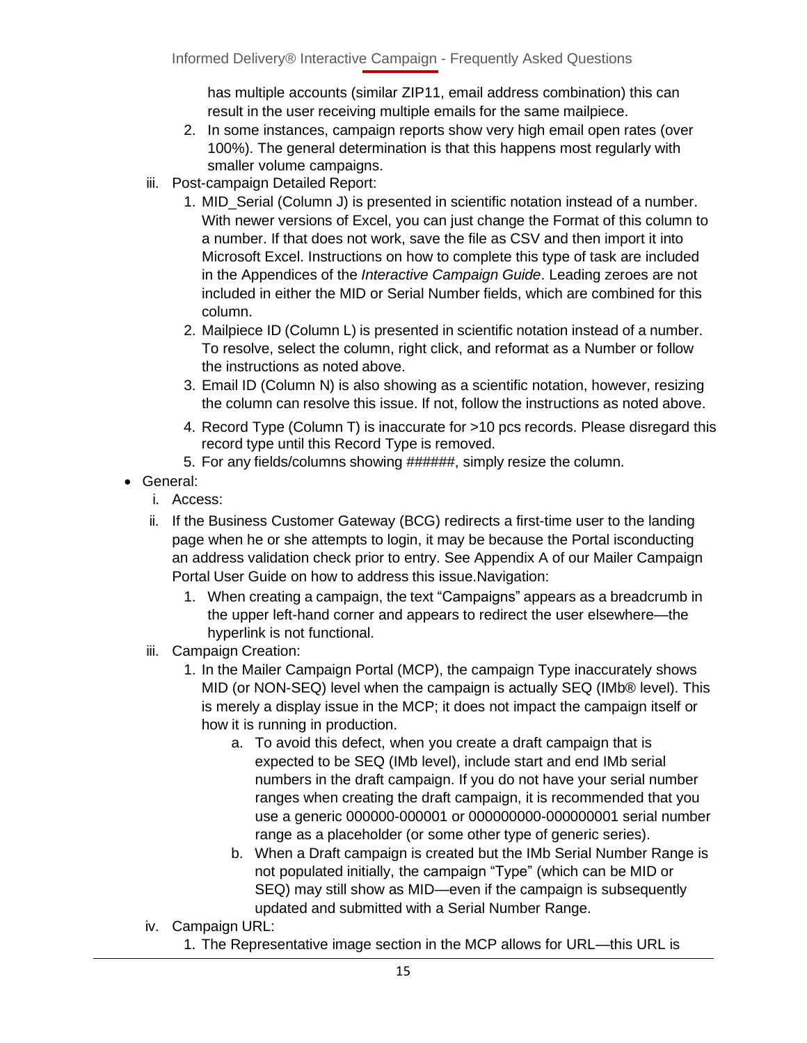has multiple accounts (similar ZIP11, email address combination) this can result in the user receiving multiple emails for the same mailpiece.

2. In some instances, campaign reports show very high email open rates (over 100%). The general determination is that this happens most regularly with smaller volume campaigns.

iii. Post-campaign Detailed Report:

1. MID_Serial (Column J) is presented in scientific notation instead of a number. With newer versions of Excel, you can just change the Format of this column to a number. If that does not work, save the file as CSV and then import it into Microsoft Excel. Instructions on how to complete this type of task are included in the Appendices of the *Interactive Campaign Guide*. Leading zeroes are not included in either the MID or Serial Number fields, which are combined for this column.
2. Mailpiece ID (Column L) is presented in scientific notation instead of a number. To resolve, select the column, right click, and reformat as a Number or follow the instructions as noted above.
3. Email ID (Column N) is also showing as a scientific notation, however, resizing the column can resolve this issue. If not, follow the instructions as noted above.
4. Record Type (Column T) is inaccurate for >10 pcs records. Please disregard this record type until this Record Type is removed.
5. For any fields/columns showing ######, simply resize the column.

- General:

i. Access:

ii. If the Business Customer Gateway (BCG) redirects a first-time user to the landing page when he or she attempts to login, it may be because the Portal isconducting an address validation check prior to entry. See Appendix A of our Mailer Campaign Portal User Guide on how to address this issue.Navigation:

1. When creating a campaign, the text “Campaigns” appears as a breadcrumb in the upper left-hand corner and appears to redirect the user elsewhere—the hyperlink is not functional.

iii. Campaign Creation:

1. In the Mailer Campaign Portal (MCP), the campaign Type inaccurately shows MID (or NON-SEQ) level when the campaign is actually SEQ (IMb® level). This is merely a display issue in the MCP; it does not impact the campaign itself or how it is running in production.
   a. To avoid this defect, when you create a draft campaign that is expected to be SEQ (IMb level), include start and end IMb serial numbers in the draft campaign. If you do not have your serial number ranges when creating the draft campaign, it is recommended that you use a generic 000000-000001 or 000000000-000000001 serial number range as a placeholder (or some other type of generic series).
   b. When a Draft campaign is created but the IMb Serial Number Range is not populated initially, the campaign “Type” (which can be MID or SEQ) may still show as MID—even if the campaign is subsequently updated and submitted with a Serial Number Range.

iv. Campaign URL:

1. The Representative image section in the MCP allows for URL—this URL is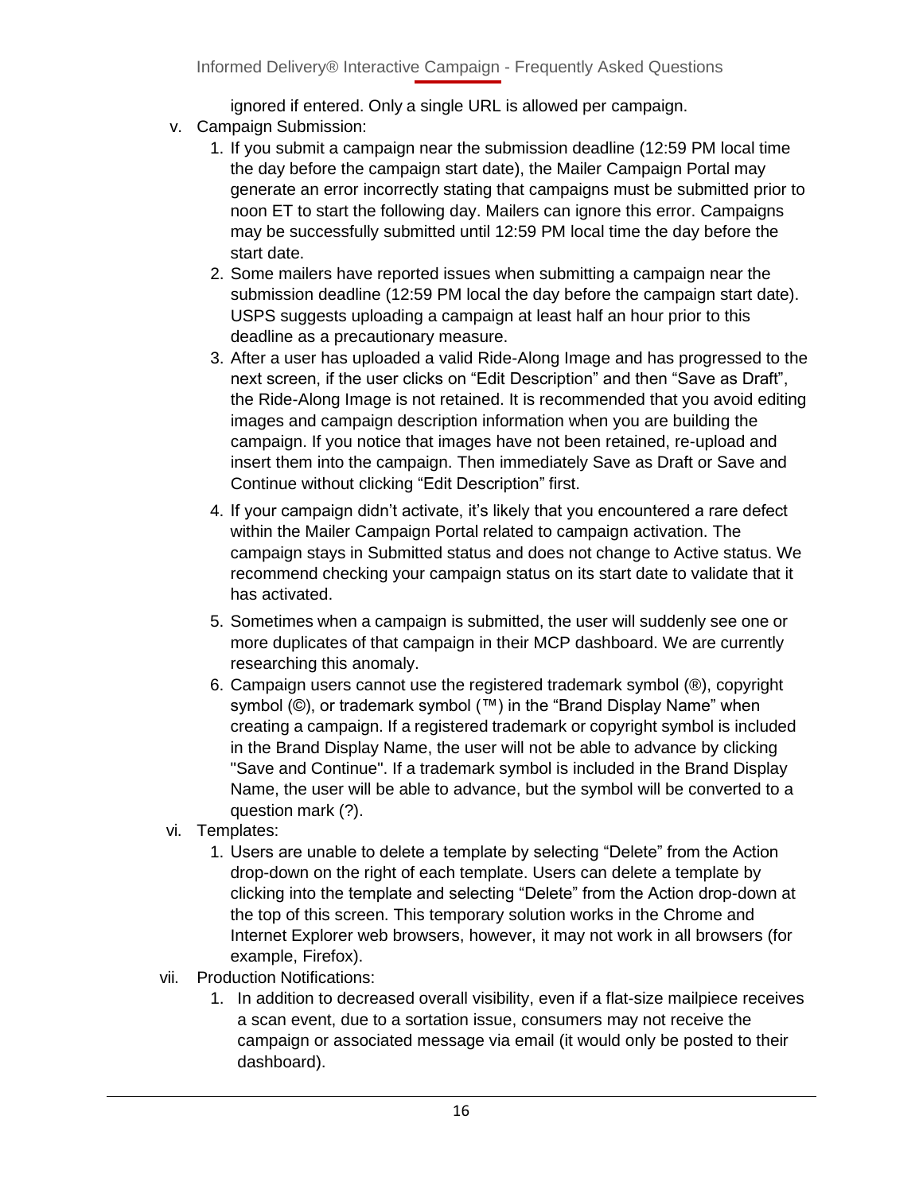ignored if entered. Only a single URL is allowed per campaign.

v. Campaign Submission:
   1. If you submit a campaign near the submission deadline (12:59 PM local time the day before the campaign start date), the Mailer Campaign Portal may generate an error incorrectly stating that campaigns must be submitted prior to noon ET to start the following day. Mailers can ignore this error. Campaigns may be successfully submitted until 12:59 PM local time the day before the start date.
   2. Some mailers have reported issues when submitting a campaign near the submission deadline (12:59 PM local the day before the campaign start date). USPS suggests uploading a campaign at least half an hour prior to this deadline as a precautionary measure.
   3. After a user has uploaded a valid Ride-Along Image and has progressed to the next screen, if the user clicks on "Edit Description" and then "Save as Draft", the Ride-Along Image is not retained. It is recommended that you avoid editing images and campaign description information when you are building the campaign. If you notice that images have not been retained, re-upload and insert them into the campaign. Then immediately Save as Draft or Save and Continue without clicking "Edit Description" first.
   4. If your campaign didn't activate, it's likely that you encountered a rare defect within the Mailer Campaign Portal related to campaign activation. The campaign stays in Submitted status and does not change to Active status. We recommend checking your campaign status on its start date to validate that it has activated.
   5. Sometimes when a campaign is submitted, the user will suddenly see one or more duplicates of that campaign in their MCP dashboard. We are currently researching this anomaly.
   6. Campaign users cannot use the registered trademark symbol (®), copyright symbol (©), or trademark symbol (™) in the "Brand Display Name" when creating a campaign. If a registered trademark or copyright symbol is included in the Brand Display Name, the user will not be able to advance by clicking "Save and Continue". If a trademark symbol is included in the Brand Display Name, the user will be able to advance, but the symbol will be converted to a question mark (?).

vi. Templates:
   1. Users are unable to delete a template by selecting "Delete" from the Action drop-down on the right of each template. Users can delete a template by clicking into the template and selecting "Delete" from the Action drop-down at the top of this screen. This temporary solution works in the Chrome and Internet Explorer web browsers, however, it may not work in all browsers (for example, Firefox).

vii. Production Notifications:
   1. In addition to decreased overall visibility, even if a flat-size mailpiece receives a scan event, due to a sortation issue, consumers may not receive the campaign or associated message via email (it would only be posted to their dashboard).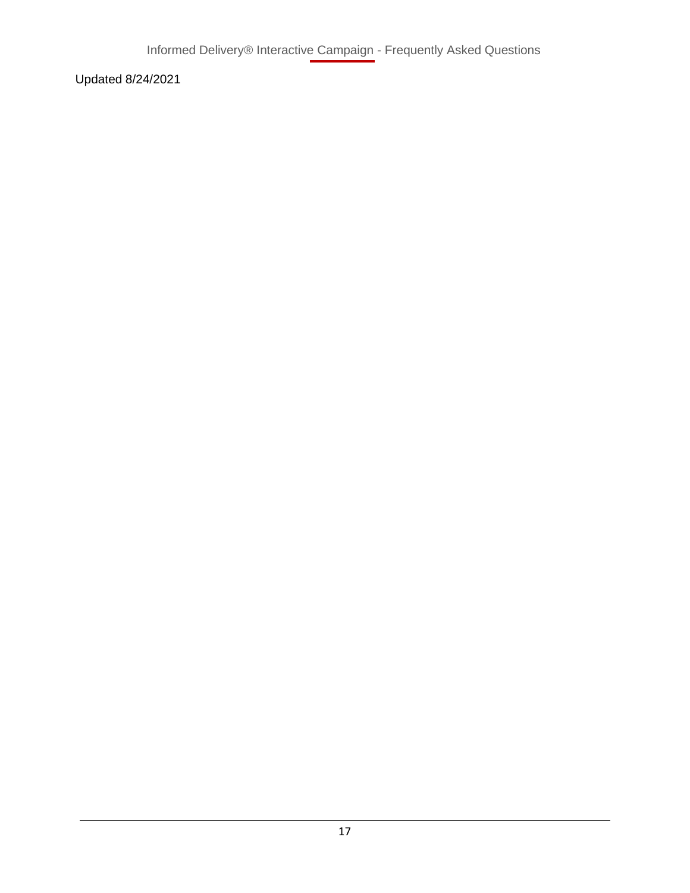Updated 8/24/2021